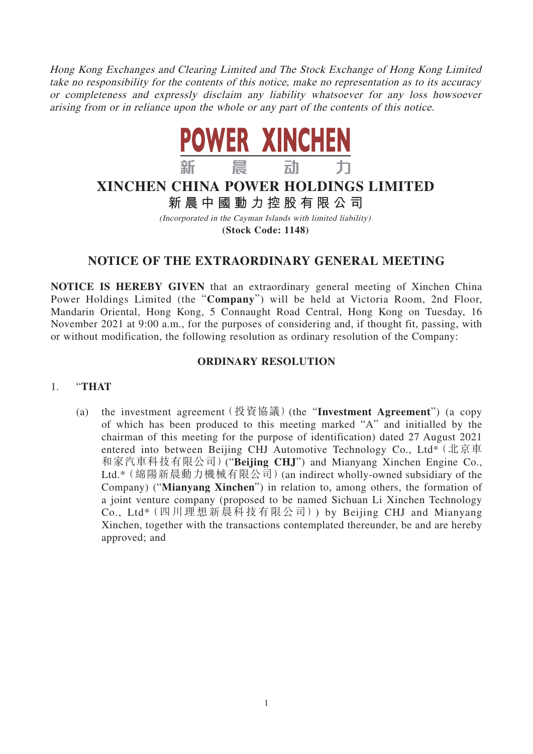*Hong Kong Exchanges and Clearing Limited and The Stock Exchange of Hong Kong Limited take no responsibility for the contents of this notice, make no representation as to its accuracy or completeness and expressly disclaim any liability whatsoever for any loss howsoever arising from or in reliance upon the whole or any part of the contents of this notice.*

**POWER XINCHEN**

**新 晨 动 力**

# XINCHEN CHINA POWER HOLDINGS LIMITED

# 新晨中國動力控股有限公司

*(Incorporated in the Cayman Islands with limited liability)*

**(Stock Code: 1148)**

## NOTICE OF THE EXTRAORDINARY GENERAL MEETING

**NOTICE IS HEREBY GIVEN** that an extraordinary general meeting of Xinchen China Power Holdings Limited (the "**Company**") will be held at Victoria Room, 2nd Floor, Mandarin Oriental, Hong Kong, 5 Connaught Road Central, Hong Kong on Tuesday, 16 November 2021 at 9:00 a.m., for the purposes of considering and, if thought fit, passing, with or without modification, the following resolution as ordinary resolution of the Company:

### ORDINARY RESOLUTION

1. "**THAT**

   (a) the investment agreement (投資協議) (the "**Investment Agreement**") (a copy of which has been produced to this meeting marked "A" and initialled by the chairman of this meeting for the purpose of identification) dated 27 August 2021 entered into between Beijing CHJ Automotive Technology Co., Ltd* (北京車和家汽車科技有限公司) ("**Beijing CHJ**") and Mianyang Xinchen Engine Co., Ltd.* (綿陽新晨動力機械有限公司) (an indirect wholly-owned subsidiary of the Company) ("**Mianyang Xinchen**") in relation to, among others, the formation of a joint venture company (proposed to be named Sichuan Li Xinchen Technology Co., Ltd* (四川理想新晨科技有限公司)) by Beijing CHJ and Mianyang Xinchen, together with the transactions contemplated thereunder, be and are hereby approved; and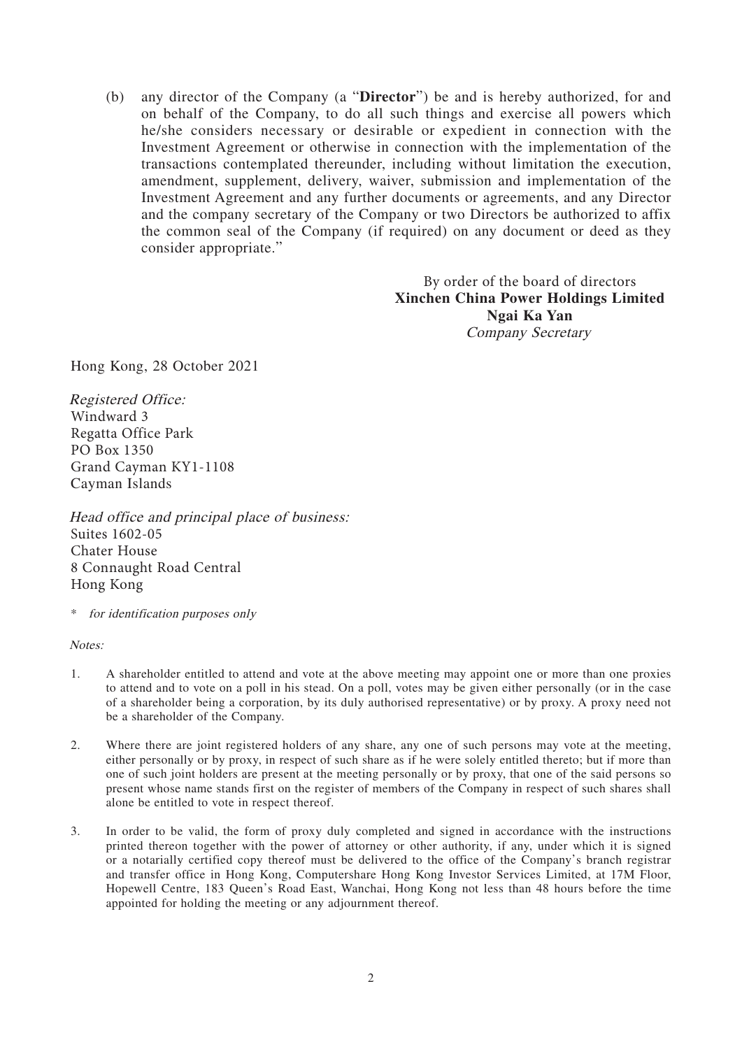(b) any director of the Company (a "**Director**") be and is hereby authorized, for and on behalf of the Company, to do all such things and exercise all powers which he/she considers necessary or desirable or expedient in connection with the Investment Agreement or otherwise in connection with the implementation of the transactions contemplated thereunder, including without limitation the execution, amendment, supplement, delivery, waiver, submission and implementation of the Investment Agreement and any further documents or agreements, and any Director and the company secretary of the Company or two Directors be authorized to affix the common seal of the Company (if required) on any document or deed as they consider appropriate."

By order of the board of directors
**Xinchen China Power Holdings Limited**
**Ngai Ka Yan**
*Company Secretary*

Hong Kong, 28 October 2021

*Registered Office:*
Windward 3
Regatta Office Park
PO Box 1350
Grand Cayman KY1-1108
Cayman Islands

*Head office and principal place of business:*
Suites 1602-05
Chater House
8 Connaught Road Central
Hong Kong

\* *for identification purposes only*

*Notes:*

1. A shareholder entitled to attend and vote at the above meeting may appoint one or more than one proxies to attend and to vote on a poll in his stead. On a poll, votes may be given either personally (or in the case of a shareholder being a corporation, by its duly authorised representative) or by proxy. A proxy need not be a shareholder of the Company.

2. Where there are joint registered holders of any share, any one of such persons may vote at the meeting, either personally or by proxy, in respect of such share as if he were solely entitled thereto; but if more than one of such joint holders are present at the meeting personally or by proxy, that one of the said persons so present whose name stands first on the register of members of the Company in respect of such shares shall alone be entitled to vote in respect thereof.

3. In order to be valid, the form of proxy duly completed and signed in accordance with the instructions printed thereon together with the power of attorney or other authority, if any, under which it is signed or a notarially certified copy thereof must be delivered to the office of the Company's branch registrar and transfer office in Hong Kong, Computershare Hong Kong Investor Services Limited, at 17M Floor, Hopewell Centre, 183 Queen's Road East, Wanchai, Hong Kong not less than 48 hours before the time appointed for holding the meeting or any adjournment thereof.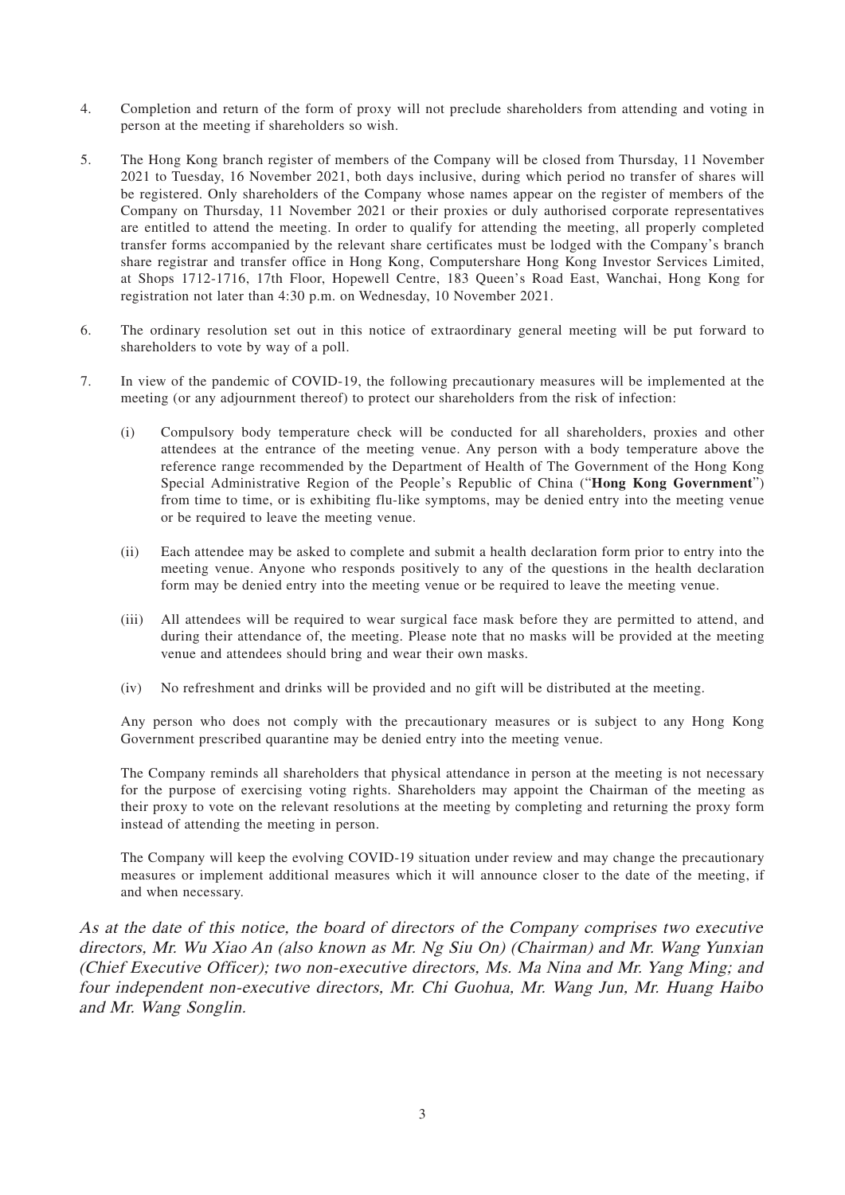4. Completion and return of the form of proxy will not preclude shareholders from attending and voting in person at the meeting if shareholders so wish.

5. The Hong Kong branch register of members of the Company will be closed from Thursday, 11 November 2021 to Tuesday, 16 November 2021, both days inclusive, during which period no transfer of shares will be registered. Only shareholders of the Company whose names appear on the register of members of the Company on Thursday, 11 November 2021 or their proxies or duly authorised corporate representatives are entitled to attend the meeting. In order to qualify for attending the meeting, all properly completed transfer forms accompanied by the relevant share certificates must be lodged with the Company's branch share registrar and transfer office in Hong Kong, Computershare Hong Kong Investor Services Limited, at Shops 1712-1716, 17th Floor, Hopewell Centre, 183 Queen's Road East, Wanchai, Hong Kong for registration not later than 4:30 p.m. on Wednesday, 10 November 2021.

6. The ordinary resolution set out in this notice of extraordinary general meeting will be put forward to shareholders to vote by way of a poll.

7. In view of the pandemic of COVID-19, the following precautionary measures will be implemented at the meeting (or any adjournment thereof) to protect our shareholders from the risk of infection:

   (i) Compulsory body temperature check will be conducted for all shareholders, proxies and other attendees at the entrance of the meeting venue. Any person with a body temperature above the reference range recommended by the Department of Health of The Government of the Hong Kong Special Administrative Region of the People's Republic of China ("**Hong Kong Government**") from time to time, or is exhibiting flu-like symptoms, may be denied entry into the meeting venue or be required to leave the meeting venue.

   (ii) Each attendee may be asked to complete and submit a health declaration form prior to entry into the meeting venue. Anyone who responds positively to any of the questions in the health declaration form may be denied entry into the meeting venue or be required to leave the meeting venue.

   (iii) All attendees will be required to wear surgical face mask before they are permitted to attend, and during their attendance of, the meeting. Please note that no masks will be provided at the meeting venue and attendees should bring and wear their own masks.

   (iv) No refreshment and drinks will be provided and no gift will be distributed at the meeting.

   Any person who does not comply with the precautionary measures or is subject to any Hong Kong Government prescribed quarantine may be denied entry into the meeting venue.

   The Company reminds all shareholders that physical attendance in person at the meeting is not necessary for the purpose of exercising voting rights. Shareholders may appoint the Chairman of the meeting as their proxy to vote on the relevant resolutions at the meeting by completing and returning the proxy form instead of attending the meeting in person.

   The Company will keep the evolving COVID-19 situation under review and may change the precautionary measures or implement additional measures which it will announce closer to the date of the meeting, if and when necessary.

*As at the date of this notice, the board of directors of the Company comprises two executive directors, Mr. Wu Xiao An (also known as Mr. Ng Siu On) (Chairman) and Mr. Wang Yunxian (Chief Executive Officer); two non-executive directors, Ms. Ma Nina and Mr. Yang Ming; and four independent non-executive directors, Mr. Chi Guohua, Mr. Wang Jun, Mr. Huang Haibo and Mr. Wang Songlin.*